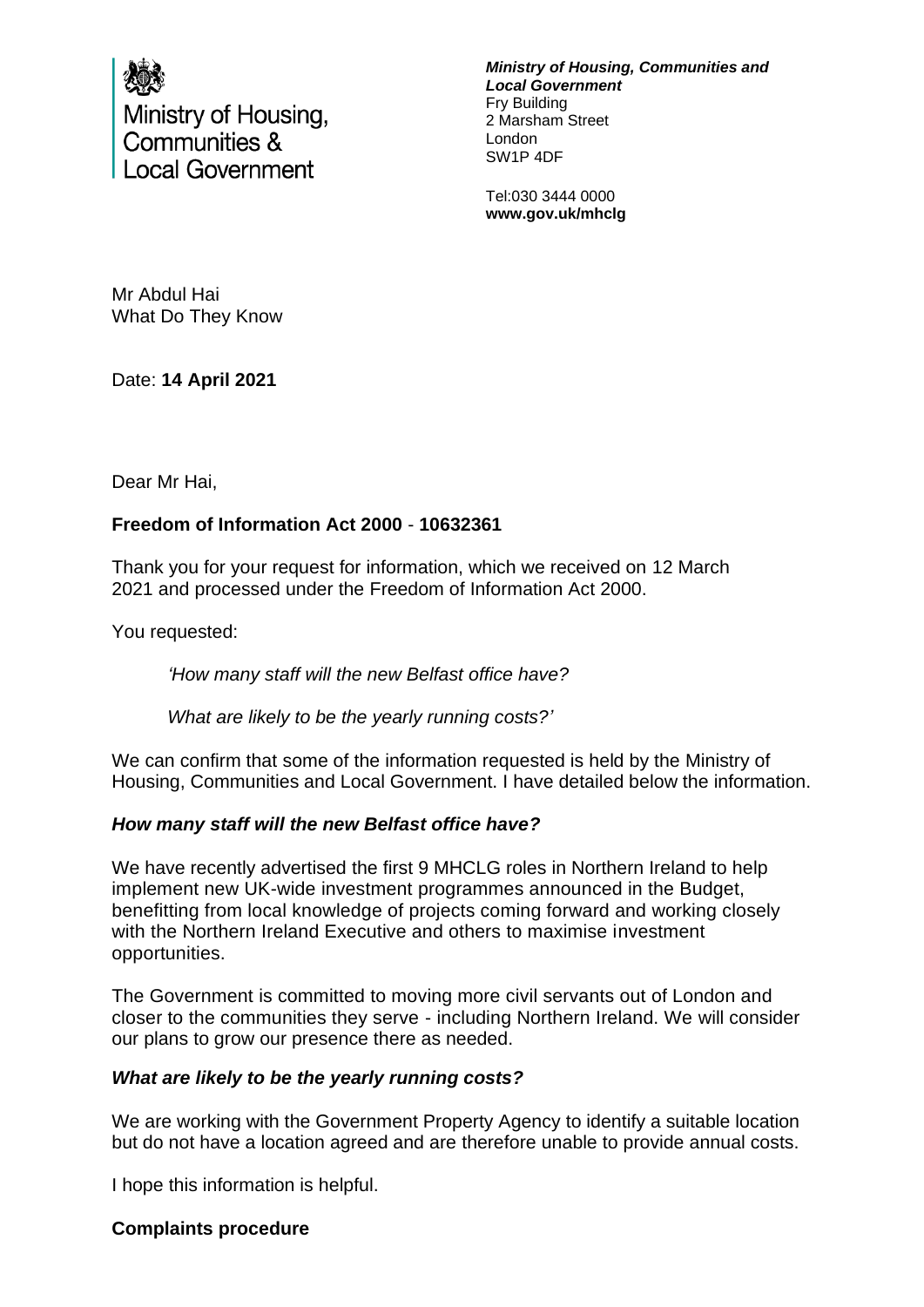Ministry of Housing, Communities & Local Government

***Ministry of Housing, Communities and Local Government***
Fry Building
2 Marsham Street
London
SW1P 4DF

Tel:030 3444 0000
**www.gov.uk/mhclg**

Mr Abdul Hai
What Do They Know

Date: **14 April 2021**

Dear Mr Hai,

**Freedom of Information Act 2000** - **10632361**

Thank you for your request for information, which we received on 12 March 2021 and processed under the Freedom of Information Act 2000.

You requested:

> *'How many staff will the new Belfast office have?*
>
> *What are likely to be the yearly running costs?'*

We can confirm that some of the information requested is held by the Ministry of Housing, Communities and Local Government. I have detailed below the information.

***How many staff will the new Belfast office have?***

We have recently advertised the first 9 MHCLG roles in Northern Ireland to help implement new UK-wide investment programmes announced in the Budget, benefitting from local knowledge of projects coming forward and working closely with the Northern Ireland Executive and others to maximise investment opportunities.

The Government is committed to moving more civil servants out of London and closer to the communities they serve - including Northern Ireland. We will consider our plans to grow our presence there as needed.

***What are likely to be the yearly running costs?***

We are working with the Government Property Agency to identify a suitable location but do not have a location agreed and are therefore unable to provide annual costs.

I hope this information is helpful.

**Complaints procedure**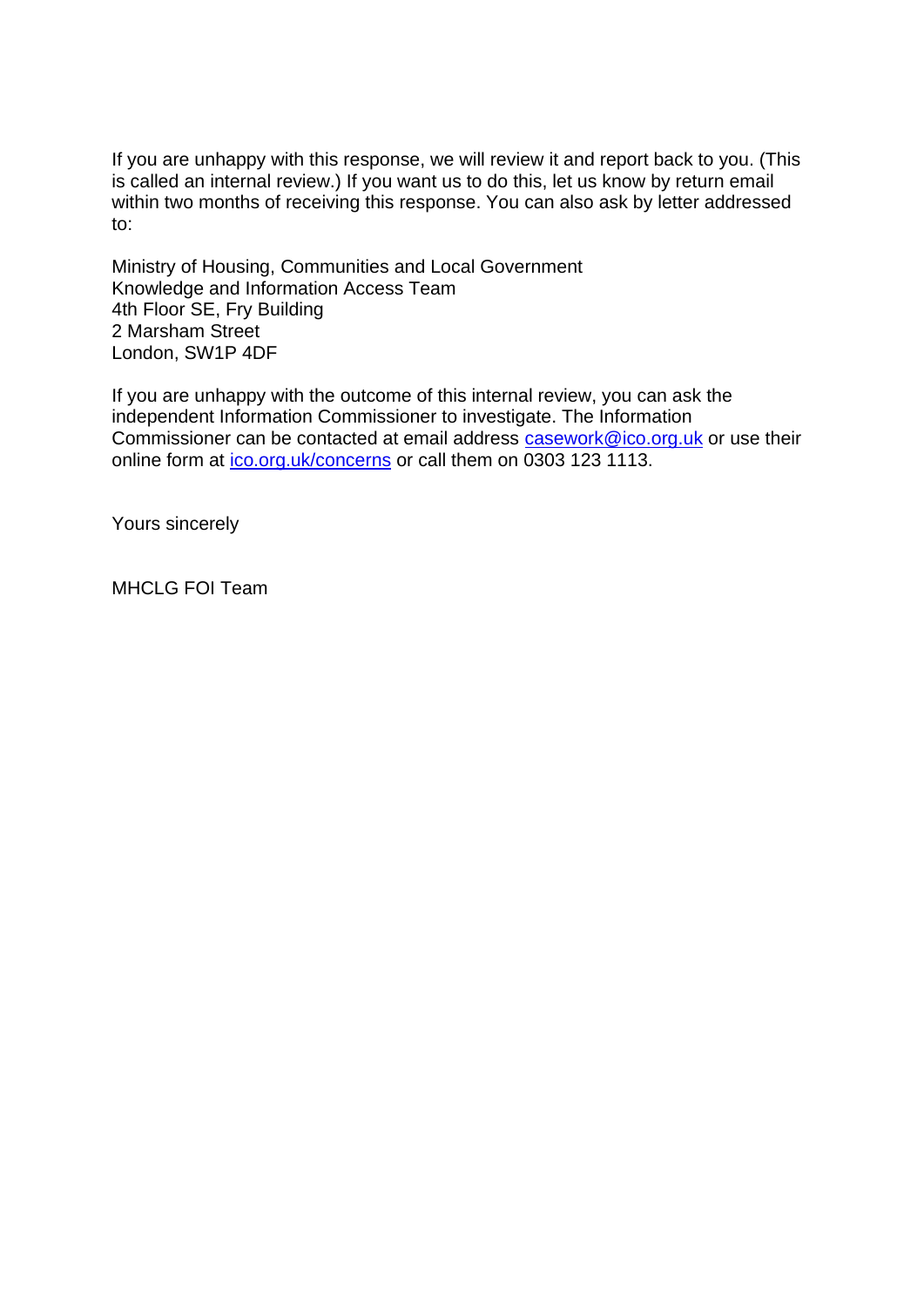If you are unhappy with this response, we will review it and report back to you. (This is called an internal review.) If you want us to do this, let us know by return email within two months of receiving this response. You can also ask by letter addressed to:

Ministry of Housing, Communities and Local Government
Knowledge and Information Access Team
4th Floor SE, Fry Building
2 Marsham Street
London, SW1P 4DF

If you are unhappy with the outcome of this internal review, you can ask the independent Information Commissioner to investigate. The Information Commissioner can be contacted at email address casework@ico.org.uk or use their online form at ico.org.uk/concerns or call them on 0303 123 1113.

Yours sincerely

MHCLG FOI Team